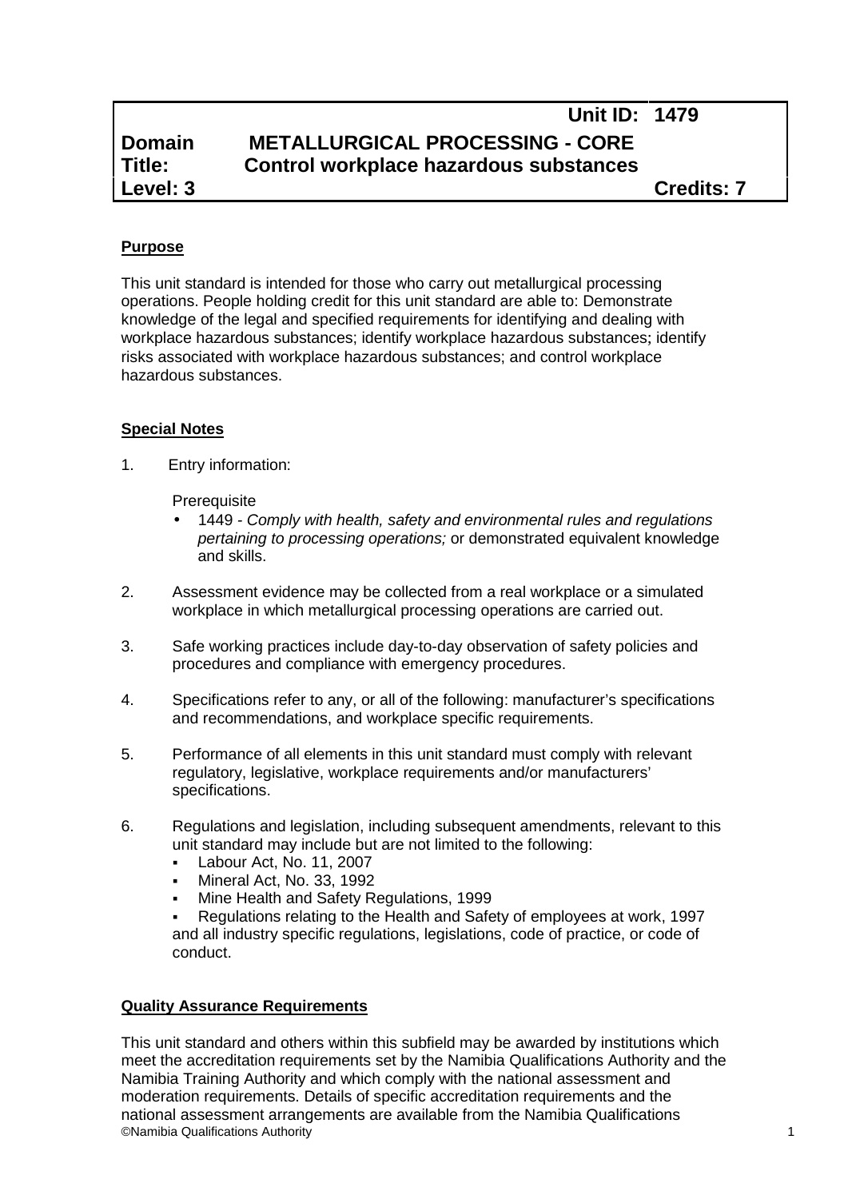| | | | |
|---|---|---|---|
| | | **Unit ID:** | **1479** |
| **Domain** | **METALLURGICAL PROCESSING - CORE** | | |
| **Title:** | **Control workplace hazardous substances** | | |
| **Level: 3** | | | **Credits: 7** |

## Purpose

This unit standard is intended for those who carry out metallurgical processing operations. People holding credit for this unit standard are able to: Demonstrate knowledge of the legal and specified requirements for identifying and dealing with workplace hazardous substances; identify workplace hazardous substances; identify risks associated with workplace hazardous substances; and control workplace hazardous substances.

## Special Notes

1. Entry information:

   Prerequisite
   - 1449 - *Comply with health, safety and environmental rules and regulations pertaining to processing operations;* or demonstrated equivalent knowledge and skills.

2. Assessment evidence may be collected from a real workplace or a simulated workplace in which metallurgical processing operations are carried out.

3. Safe working practices include day-to-day observation of safety policies and procedures and compliance with emergency procedures.

4. Specifications refer to any, or all of the following: manufacturer's specifications and recommendations, and workplace specific requirements.

5. Performance of all elements in this unit standard must comply with relevant regulatory, legislative, workplace requirements and/or manufacturers' specifications.

6. Regulations and legislation, including subsequent amendments, relevant to this unit standard may include but are not limited to the following:
   - Labour Act, No. 11, 2007
   - Mineral Act, No. 33, 1992
   - Mine Health and Safety Regulations, 1999
   - Regulations relating to the Health and Safety of employees at work, 1997

   and all industry specific regulations, legislations, code of practice, or code of conduct.

## Quality Assurance Requirements

This unit standard and others within this subfield may be awarded by institutions which meet the accreditation requirements set by the Namibia Qualifications Authority and the Namibia Training Authority and which comply with the national assessment and moderation requirements. Details of specific accreditation requirements and the national assessment arrangements are available from the Namibia Qualifications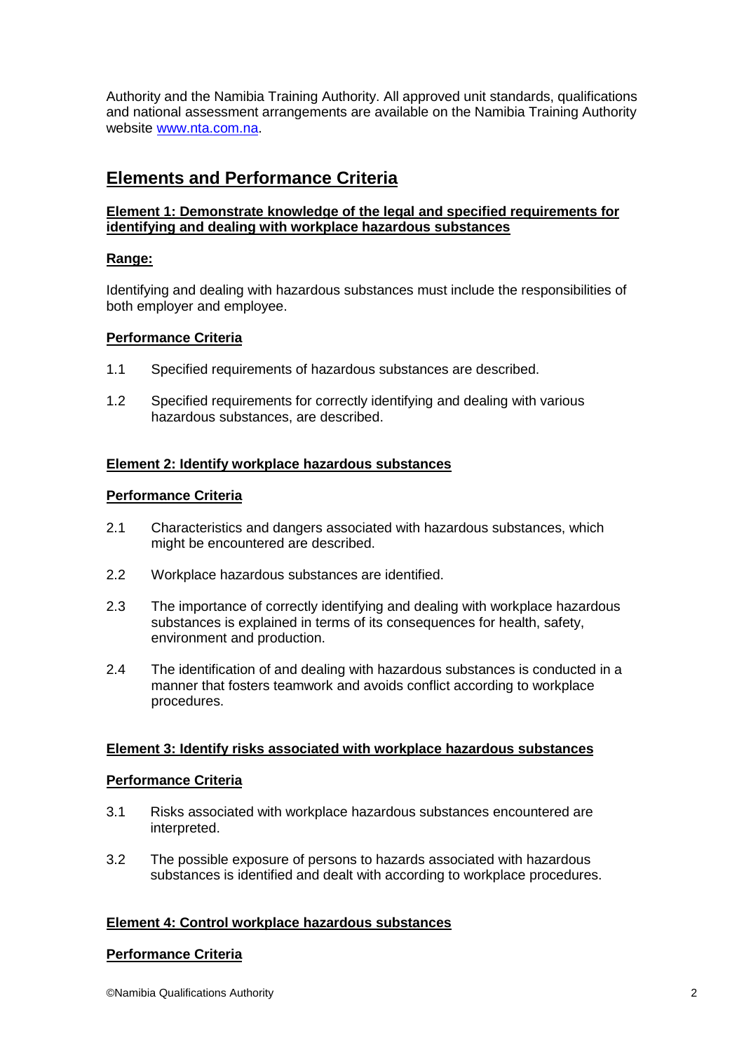Authority and the Namibia Training Authority. All approved unit standards, qualifications and national assessment arrangements are available on the Namibia Training Authority website www.nta.com.na.

## Elements and Performance Criteria

**Element 1: Demonstrate knowledge of the legal and specified requirements for identifying and dealing with workplace hazardous substances**

**Range:**

Identifying and dealing with hazardous substances must include the responsibilities of both employer and employee.

**Performance Criteria**

1.1 Specified requirements of hazardous substances are described.

1.2 Specified requirements for correctly identifying and dealing with various hazardous substances, are described.

**Element 2: Identify workplace hazardous substances**

**Performance Criteria**

2.1 Characteristics and dangers associated with hazardous substances, which might be encountered are described.

2.2 Workplace hazardous substances are identified.

2.3 The importance of correctly identifying and dealing with workplace hazardous substances is explained in terms of its consequences for health, safety, environment and production.

2.4 The identification of and dealing with hazardous substances is conducted in a manner that fosters teamwork and avoids conflict according to workplace procedures.

**Element 3: Identify risks associated with workplace hazardous substances**

**Performance Criteria**

3.1 Risks associated with workplace hazardous substances encountered are interpreted.

3.2 The possible exposure of persons to hazards associated with hazardous substances is identified and dealt with according to workplace procedures.

**Element 4: Control workplace hazardous substances**

**Performance Criteria**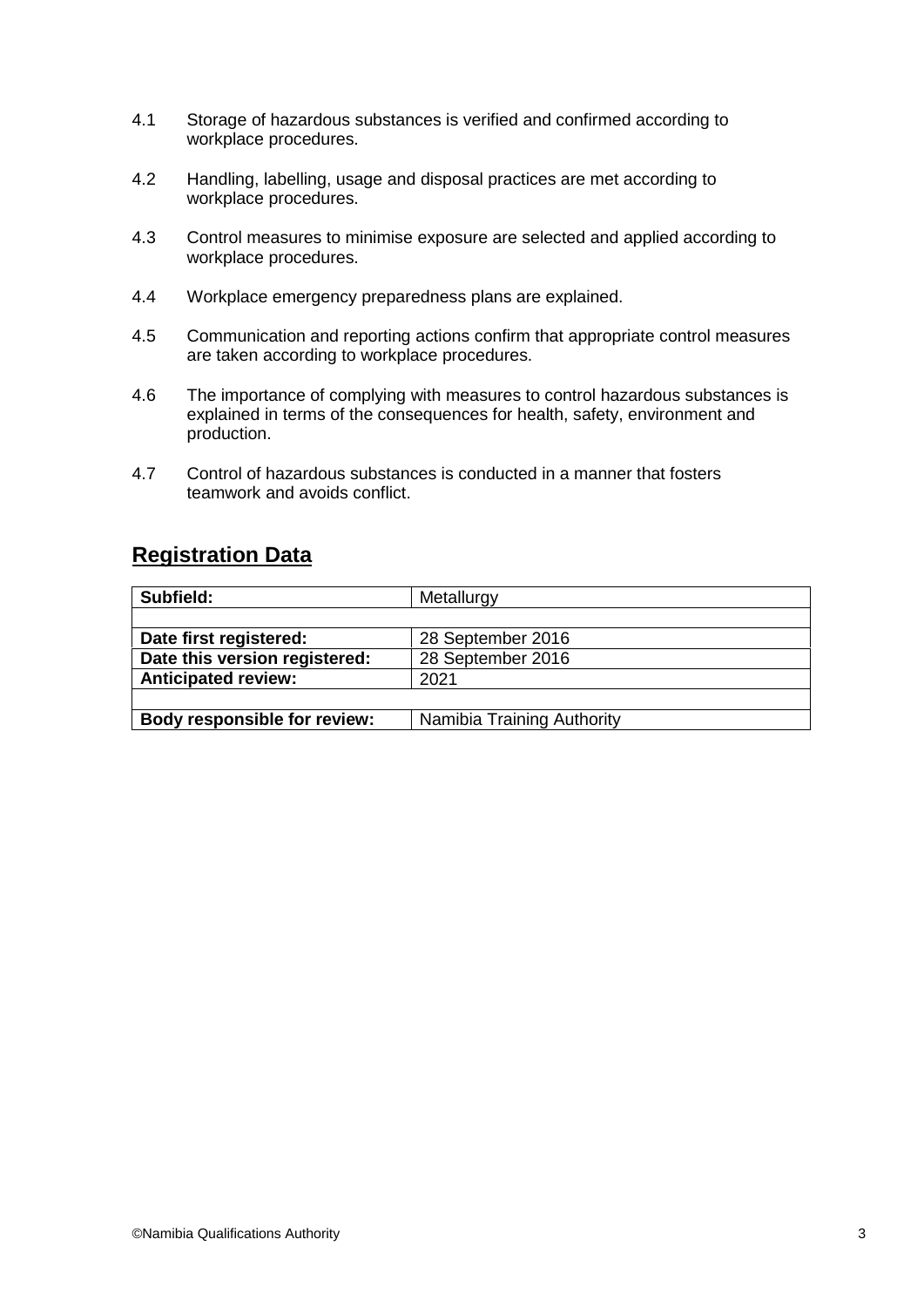4.1 Storage of hazardous substances is verified and confirmed according to workplace procedures.

4.2 Handling, labelling, usage and disposal practices are met according to workplace procedures.

4.3 Control measures to minimise exposure are selected and applied according to workplace procedures.

4.4 Workplace emergency preparedness plans are explained.

4.5 Communication and reporting actions confirm that appropriate control measures are taken according to workplace procedures.

4.6 The importance of complying with measures to control hazardous substances is explained in terms of the consequences for health, safety, environment and production.

4.7 Control of hazardous substances is conducted in a manner that fosters teamwork and avoids conflict.

## Registration Data

| | |
|---|---|
| **Subfield:** | Metallurgy |
| | |
| **Date first registered:** | 28 September 2016 |
| **Date this version registered:** | 28 September 2016 |
| **Anticipated review:** | 2021 |
| | |
| **Body responsible for review:** | Namibia Training Authority |

©Namibia Qualifications Authority